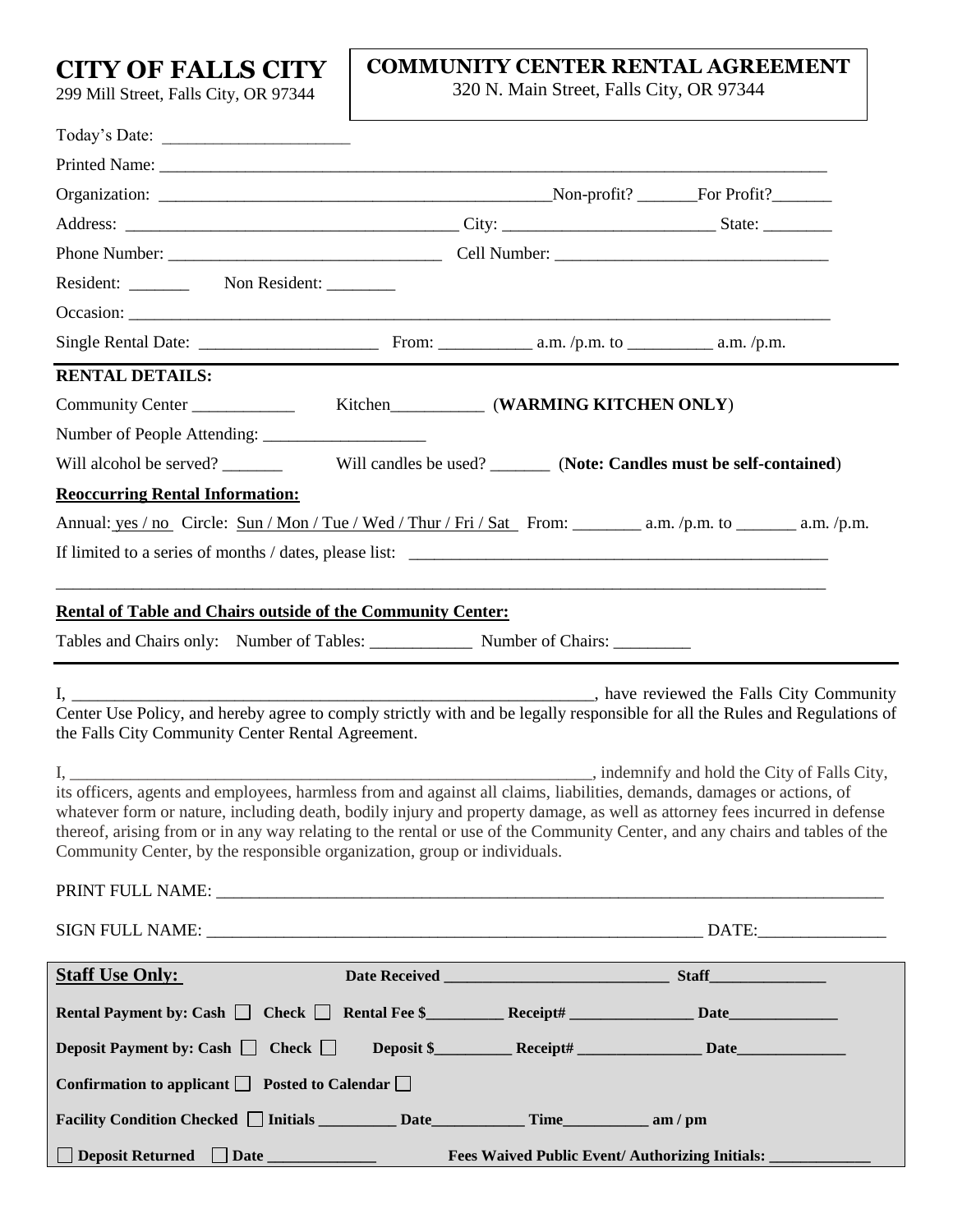# CITY OF FALLS CITY

299 Mill Street, Falls City, OR 97344

## COMMUNITY CENTER RENTAL AGREEMENT

320 N. Main Street, Falls City, OR 97344

Today's Date: ____________________

Printed Name: ______________________________________________________________________

Organization: ____________________________________________ Non-profit? _______ For Profit? _______

Address: _____________________________________ City: _______________________ State: ________

Phone Number: _______________________________ Cell Number: ______________________________

Resident: _______ Non Resident: ________

Occasion: __________________________________________________________________________

Single Rental Date: ____________________ From: __________ a.m. /p.m. to _________ a.m. /p.m.

**RENTAL DETAILS:**

Community Center ____________ Kitchen__________ (**WARMING KITCHEN ONLY**)

Number of People Attending: __________________

Will alcohol be served? _______ Will candles be used? _______ (**Note: Candles must be self-contained**)

**Reoccurring Rental Information:**

Annual: yes / no Circle: Sun / Mon / Tue / Wed / Thur / Fri / Sat From: ________ a.m. /p.m. to _______ a.m. /p.m.

If limited to a series of months / dates, please list: _______________________________________________

____________________________________________________________________________________

**Rental of Table and Chairs outside of the Community Center:**

Tables and Chairs only: Number of Tables: ____________ Number of Chairs: _________

I, ______________________________________________________________, have reviewed the Falls City Community Center Use Policy, and hereby agree to comply strictly with and be legally responsible for all the Rules and Regulations of the Falls City Community Center Rental Agreement.

I, ______________________________________________________________, indemnify and hold the City of Falls City, its officers, agents and employees, harmless from and against all claims, liabilities, demands, damages or actions, of whatever form or nature, including death, bodily injury and property damage, as well as attorney fees incurred in defense thereof, arising from or in any way relating to the rental or use of the Community Center, and any chairs and tables of the Community Center, by the responsible organization, group or individuals.

PRINT FULL NAME: ___________________________________________________________________________

SIGN FULL NAME: _______________________________________________________ DATE: _______________

**Staff Use Only:** **Date Received** __________________________ **Staff** ______________

**Rental Payment by: Cash** ☐ **Check** ☐ **Rental Fee $**_________ **Receipt#** _______________ **Date** _____________

**Deposit Payment by: Cash** ☐ **Check** ☐ **Deposit $**_________ **Receipt#** _______________ **Date** _____________

**Confirmation to applicant** ☐ **Posted to Calendar** ☐

**Facility Condition Checked** ☐ **Initials** _________ **Date** ___________ **Time** __________ **am / pm**

☐ **Deposit Returned** ☐ **Date** _____________ **Fees Waived Public Event/ Authorizing Initials:** ____________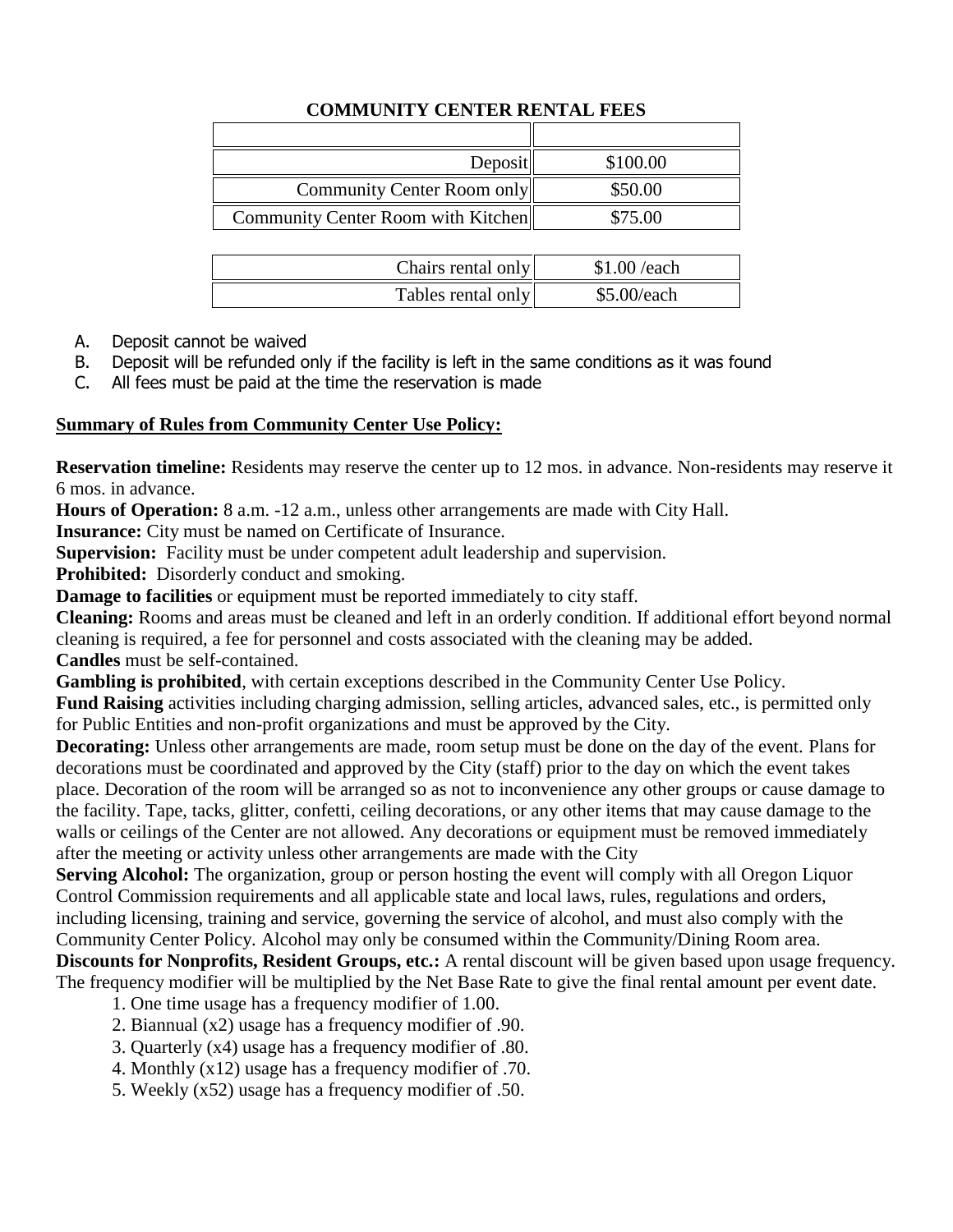# COMMUNITY CENTER RENTAL FEES

| | |
|---|---|
| Deposit | \$100.00 |
| Community Center Room only | \$50.00 |
| Community Center Room with Kitchen | \$75.00 |
| Chairs rental only | \$1.00 /each |
| Tables rental only | \$5.00/each |

A. Deposit cannot be waived
B. Deposit will be refunded only if the facility is left in the same conditions as it was found
C. All fees must be paid at the time the reservation is made

**Summary of Rules from Community Center Use Policy:**

**Reservation timeline:** Residents may reserve the center up to 12 mos. in advance. Non-residents may reserve it 6 mos. in advance.

**Hours of Operation:** 8 a.m. -12 a.m., unless other arrangements are made with City Hall.

**Insurance:** City must be named on Certificate of Insurance.

**Supervision:** Facility must be under competent adult leadership and supervision.

**Prohibited:** Disorderly conduct and smoking.

**Damage to facilities** or equipment must be reported immediately to city staff.

**Cleaning:** Rooms and areas must be cleaned and left in an orderly condition. If additional effort beyond normal cleaning is required, a fee for personnel and costs associated with the cleaning may be added.

**Candles** must be self-contained.

**Gambling is prohibited**, with certain exceptions described in the Community Center Use Policy.

**Fund Raising** activities including charging admission, selling articles, advanced sales, etc., is permitted only for Public Entities and non-profit organizations and must be approved by the City.

**Decorating:** Unless other arrangements are made, room setup must be done on the day of the event. Plans for decorations must be coordinated and approved by the City (staff) prior to the day on which the event takes place. Decoration of the room will be arranged so as not to inconvenience any other groups or cause damage to the facility. Tape, tacks, glitter, confetti, ceiling decorations, or any other items that may cause damage to the walls or ceilings of the Center are not allowed. Any decorations or equipment must be removed immediately after the meeting or activity unless other arrangements are made with the City

**Serving Alcohol:** The organization, group or person hosting the event will comply with all Oregon Liquor Control Commission requirements and all applicable state and local laws, rules, regulations and orders, including licensing, training and service, governing the service of alcohol, and must also comply with the Community Center Policy. Alcohol may only be consumed within the Community/Dining Room area.

**Discounts for Nonprofits, Resident Groups, etc.:** A rental discount will be given based upon usage frequency. The frequency modifier will be multiplied by the Net Base Rate to give the final rental amount per event date.

1. One time usage has a frequency modifier of 1.00.
2. Biannual (x2) usage has a frequency modifier of .90.
3. Quarterly (x4) usage has a frequency modifier of .80.
4. Monthly (x12) usage has a frequency modifier of .70.
5. Weekly (x52) usage has a frequency modifier of .50.